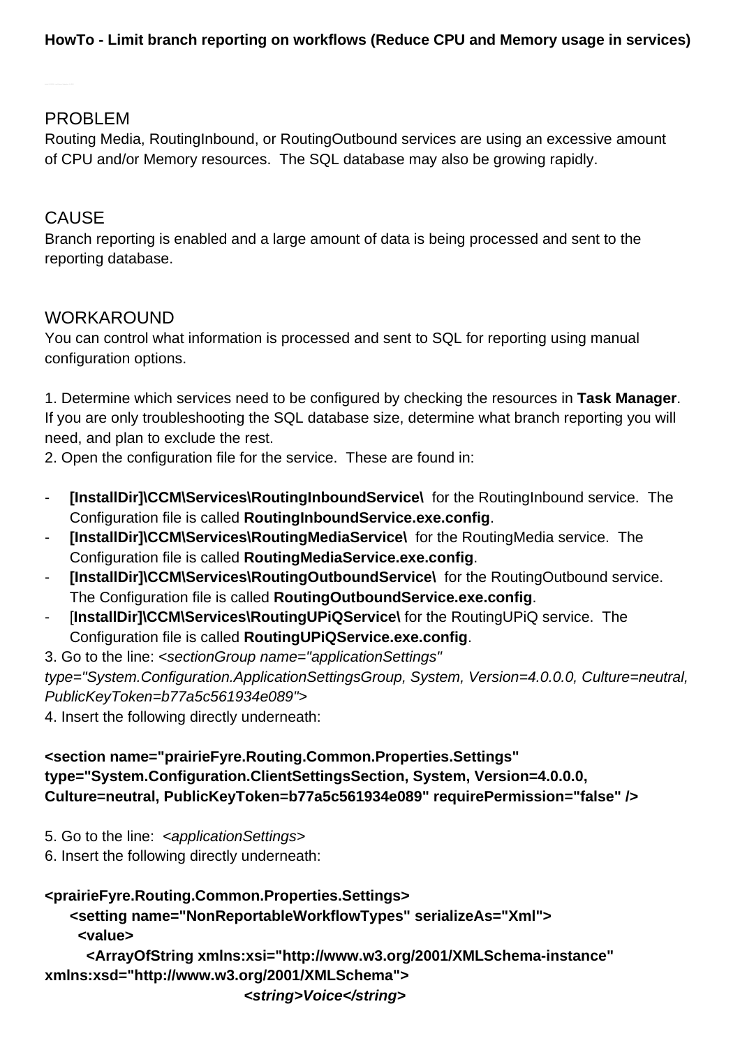**HowTo - Limit branch reporting on workflows (Reduce CPU and Memory usage in services)**

## PROBLEM

Routing Media, RoutingInbound, or RoutingOutbound services are using an excessive amount of CPU and/or Memory resources. The SQL database may also be growing rapidly.

## CAUSE

Branch reporting is enabled and a large amount of data is being processed and sent to the reporting database.

## WORKAROUND

You can control what information is processed and sent to SQL for reporting using manual configuration options.

1. Determine which services need to be configured by checking the resources in **Task Manager**. If you are only troubleshooting the SQL database size, determine what branch reporting you will need, and plan to exclude the rest.
2. Open the configuration file for the service. These are found in:

- **[InstallDir]\CCM\Services\RoutingInboundService\** for the RoutingInbound service. The Configuration file is called **RoutingInboundService.exe.config**.
- **[InstallDir]\CCM\Services\RoutingMediaService\** for the RoutingMedia service. The Configuration file is called **RoutingMediaService.exe.config**.
- **[InstallDir]\CCM\Services\RoutingOutboundService\** for the RoutingOutbound service. The Configuration file is called **RoutingOutboundService.exe.config**.
- [**InstallDir]\CCM\Services\RoutingUPiQService\** for the RoutingUPiQ service. The Configuration file is called **RoutingUPiQService.exe.config**.

3. Go to the line: *<sectionGroup name="applicationSettings" type="System.Configuration.ApplicationSettingsGroup, System, Version=4.0.0.0, Culture=neutral, PublicKeyToken=b77a5c561934e089">*
4. Insert the following directly underneath:

```
<section name="prairieFyre.Routing.Common.Properties.Settings" type="System.Configuration.ClientSettingsSection, System, Version=4.0.0.0, Culture=neutral, PublicKeyToken=b77a5c561934e089" requirePermission="false" />
```

5. Go to the line: *<applicationSettings>*
6. Insert the following directly underneath:

```
<prairieFyre.Routing.Common.Properties.Settings>
    <setting name="NonReportableWorkflowTypes" serializeAs="Xml">
      <value>
        <ArrayOfString xmlns:xsi="http://www.w3.org/2001/XMLSchema-instance" xmlns:xsd="http://www.w3.org/2001/XMLSchema">
                    <string>Voice</string>
```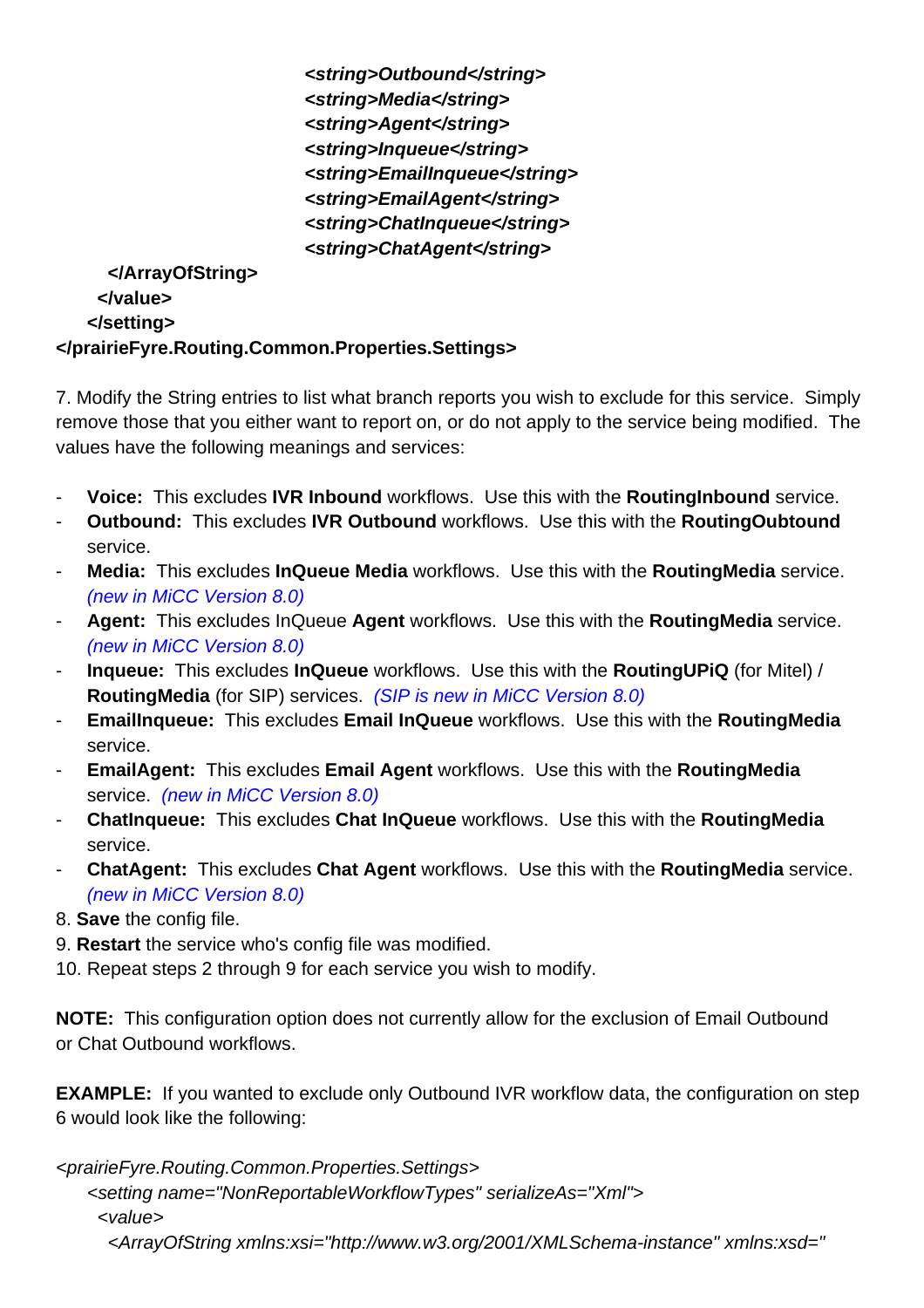```
                <string>Outbound</string>
                <string>Media</string>
                <string>Agent</string>
                <string>Inqueue</string>
                <string>EmailInqueue</string>
                <string>EmailAgent</string>
                <string>ChatInqueue</string>
                <string>ChatAgent</string>
      </ArrayOfString>
    </value>
  </setting>
</prairieFyre.Routing.Common.Properties.Settings>
```

7. Modify the String entries to list what branch reports you wish to exclude for this service. Simply remove those that you either want to report on, or do not apply to the service being modified. The values have the following meanings and services:

- **Voice:** This excludes **IVR Inbound** workflows. Use this with the **RoutingInbound** service.
- **Outbound:** This excludes **IVR Outbound** workflows. Use this with the **RoutingOubtound** service.
- **Media:** This excludes **InQueue Media** workflows. Use this with the **RoutingMedia** service. *(new in MiCC Version 8.0)*
- **Agent:** This excludes InQueue **Agent** workflows. Use this with the **RoutingMedia** service. *(new in MiCC Version 8.0)*
- **Inqueue:** This excludes **InQueue** workflows. Use this with the **RoutingUPiQ** (for Mitel) / **RoutingMedia** (for SIP) services. *(SIP is new in MiCC Version 8.0)*
- **EmailInqueue:** This excludes **Email InQueue** workflows. Use this with the **RoutingMedia** service.
- **EmailAgent:** This excludes **Email Agent** workflows. Use this with the **RoutingMedia** service. *(new in MiCC Version 8.0)*
- **ChatInqueue:** This excludes **Chat InQueue** workflows. Use this with the **RoutingMedia** service.
- **ChatAgent:** This excludes **Chat Agent** workflows. Use this with the **RoutingMedia** service. *(new in MiCC Version 8.0)*

8. **Save** the config file.
9. **Restart** the service who's config file was modified.
10. Repeat steps 2 through 9 for each service you wish to modify.

**NOTE:** This configuration option does not currently allow for the exclusion of Email Outbound or Chat Outbound workflows.

**EXAMPLE:** If you wanted to exclude only Outbound IVR workflow data, the configuration on step 6 would look like the following:

```
<prairieFyre.Routing.Common.Properties.Settings>
  <setting name="NonReportableWorkflowTypes" serializeAs="Xml">
    <value>
      <ArrayOfString xmlns:xsi="http://www.w3.org/2001/XMLSchema-instance" xmlns:xsd="
```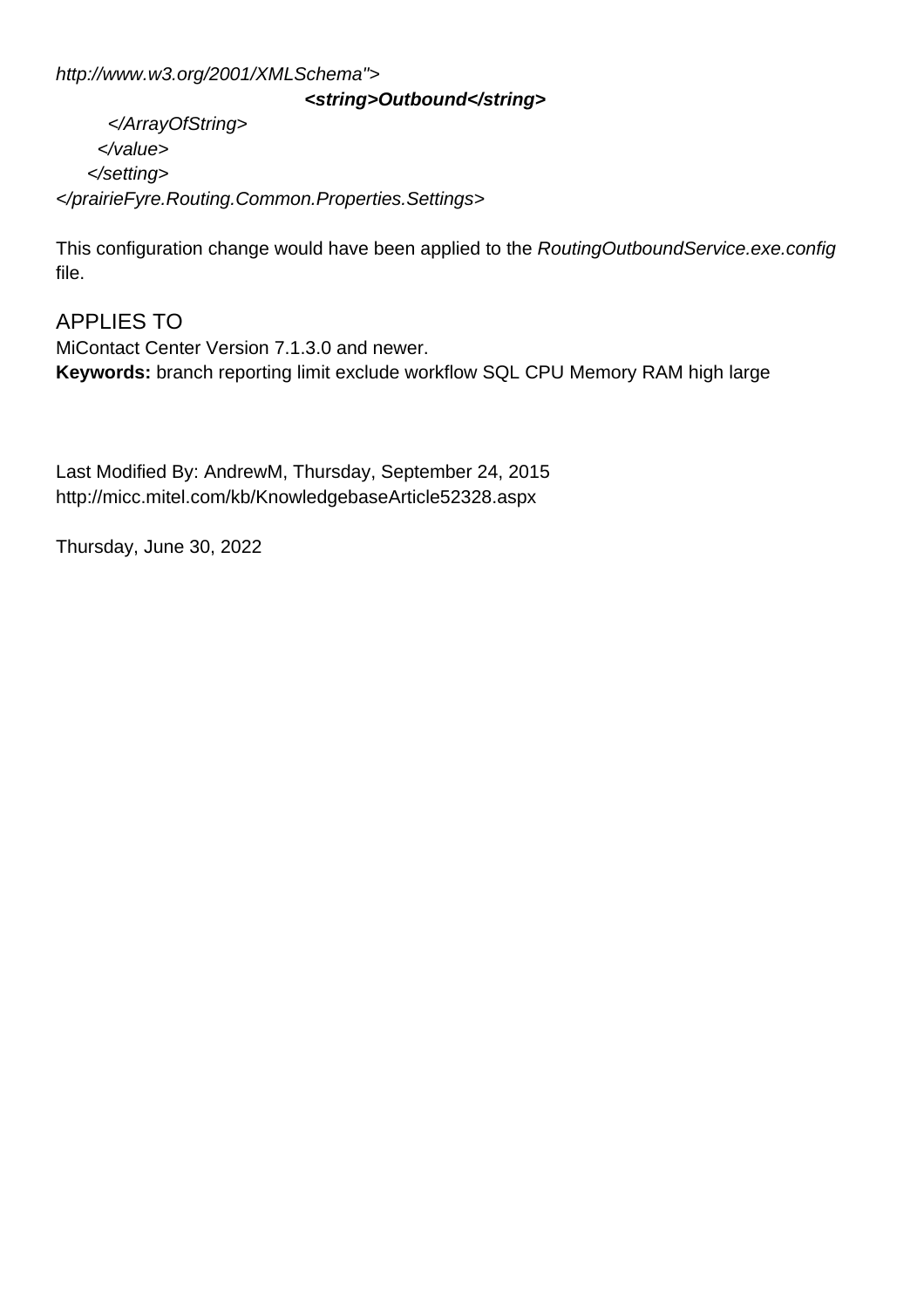```
http://www.w3.org/2001/XMLSchema">
                  <string>Outbound</string>
        </ArrayOfString>
      </value>
    </setting>
</prairieFyre.Routing.Common.Properties.Settings>
```

This configuration change would have been applied to the *RoutingOutboundService.exe.config* file.

## APPLIES TO

MiContact Center Version 7.1.3.0 and newer.

**Keywords:** branch reporting limit exclude workflow SQL CPU Memory RAM high large

Last Modified By: AndrewM, Thursday, September 24, 2015
http://micc.mitel.com/kb/KnowledgebaseArticle52328.aspx

Thursday, June 30, 2022